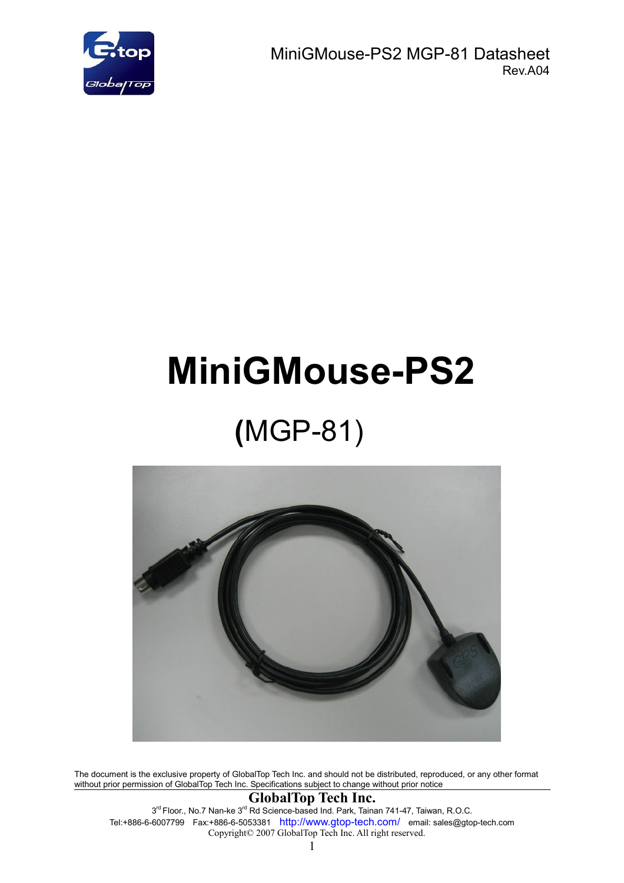# MiniGMouse-PS2

## (MGP-81)

The document is the exclusive property of GlobalTop Tech Inc. and should not be distributed, reproduced, or any other format without prior permission of GlobalTop Tech Inc. Specifications subject to change without prior notice

**GlobalTop Tech Inc.**

3rd Floor., No.7 Nan-ke 3rd Rd Science-based Ind. Park, Tainan 741-47, Taiwan, R.O.C.

Tel:+886-6-6007799 Fax:+886-6-5053381 http://www.gtop-tech.com/ email: sales@gtop-tech.com

Copyright© 2007 GlobalTop Tech Inc. All right reserved.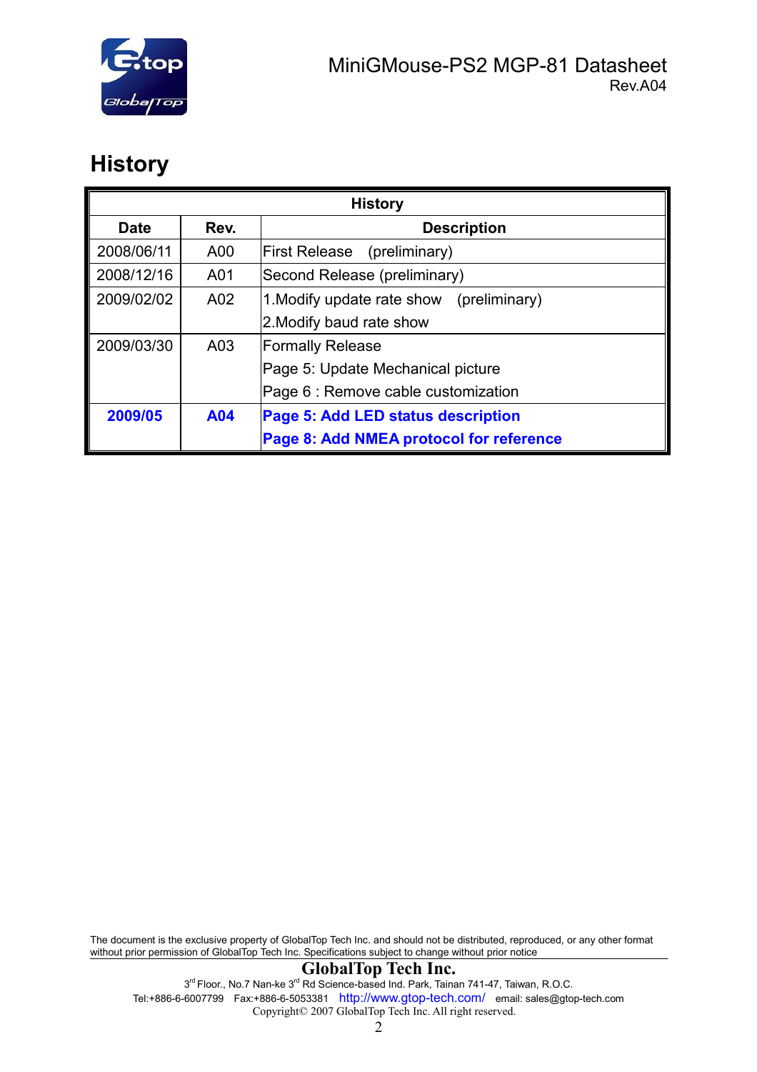# History

| History | | |
|---|---|---|
| **Date** | **Rev.** | **Description** |
| 2008/06/11 | A00 | First Release (preliminary) |
| 2008/12/16 | A01 | Second Release (preliminary) |
| 2009/02/02 | A02 | 1.Modify update rate show (preliminary)<br>2.Modify baud rate show |
| 2009/03/30 | A03 | Formally Release<br>Page 5: Update Mechanical picture<br>Page 6 : Remove cable customization |
| **2009/05** | **A04** | **Page 5: Add LED status description**<br>**Page 8: Add NMEA protocol for reference** |

The document is the exclusive property of GlobalTop Tech Inc. and should not be distributed, reproduced, or any other format without prior permission of GlobalTop Tech Inc. Specifications subject to change without prior notice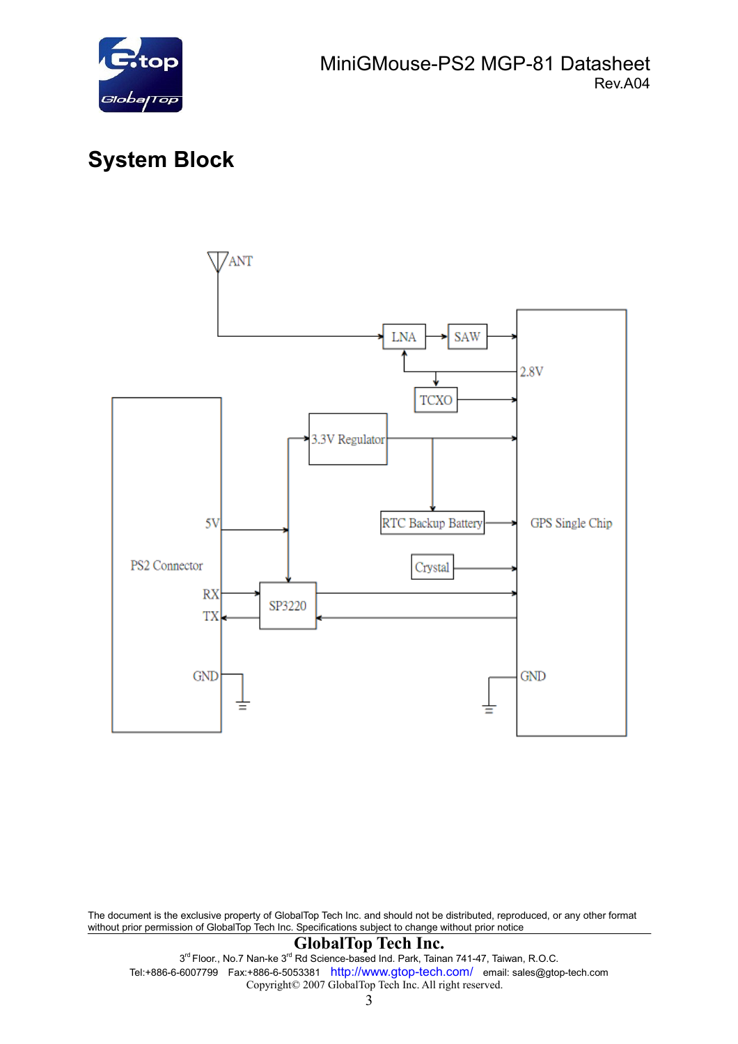# System Block

ANT

LNA

SAW

2.8V

TCXO

3.3V Regulator

5V

RTC Backup Battery

GPS Single Chip

PS2 Connector

Crystal

RX

SP3220

TX

GND

GND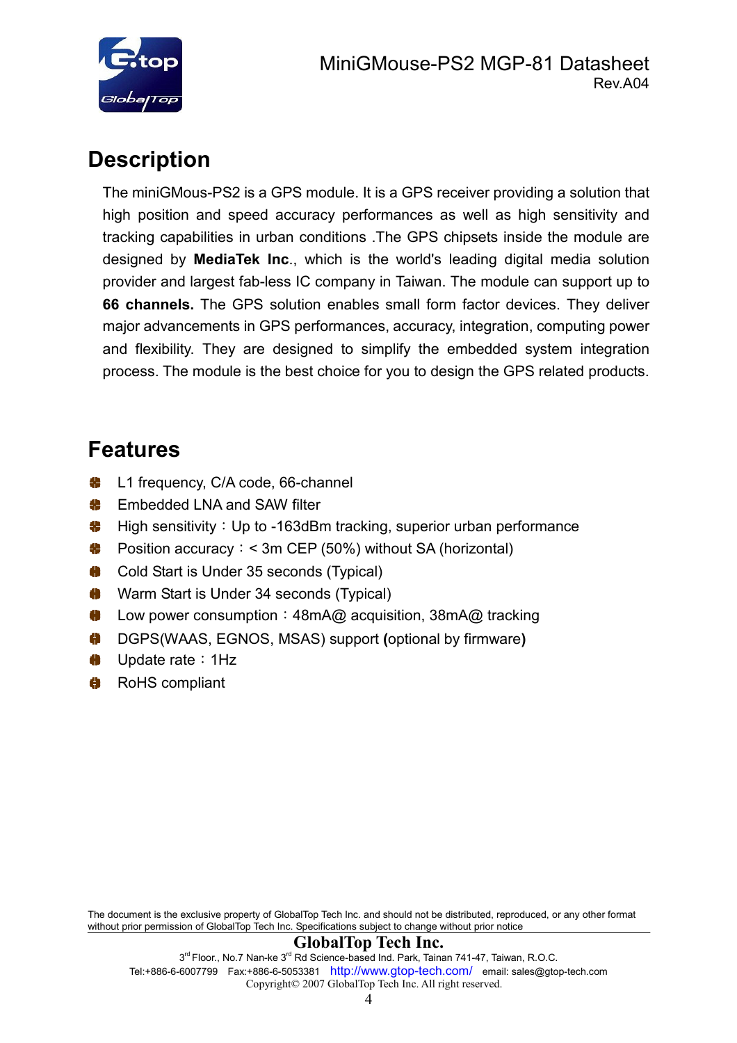# Description

The miniGMous-PS2 is a GPS module. It is a GPS receiver providing a solution that high position and speed accuracy performances as well as high sensitivity and tracking capabilities in urban conditions .The GPS chipsets inside the module are designed by **MediaTek Inc**., which is the world's leading digital media solution provider and largest fab-less IC company in Taiwan. The module can support up to **66 channels.** The GPS solution enables small form factor devices. They deliver major advancements in GPS performances, accuracy, integration, computing power and flexibility. They are designed to simplify the embedded system integration process. The module is the best choice for you to design the GPS related products.

# Features

- L1 frequency, C/A code, 66-channel
- Embedded LNA and SAW filter
- High sensitivity：Up to -163dBm tracking, superior urban performance
- Position accuracy：< 3m CEP (50%) without SA (horizontal)
- Cold Start is Under 35 seconds (Typical)
- Warm Start is Under 34 seconds (Typical)
- Low power consumption：48mA@ acquisition, 38mA@ tracking
- DGPS(WAAS, EGNOS, MSAS) support **(**optional by firmware**)**
- Update rate：1Hz
- RoHS compliant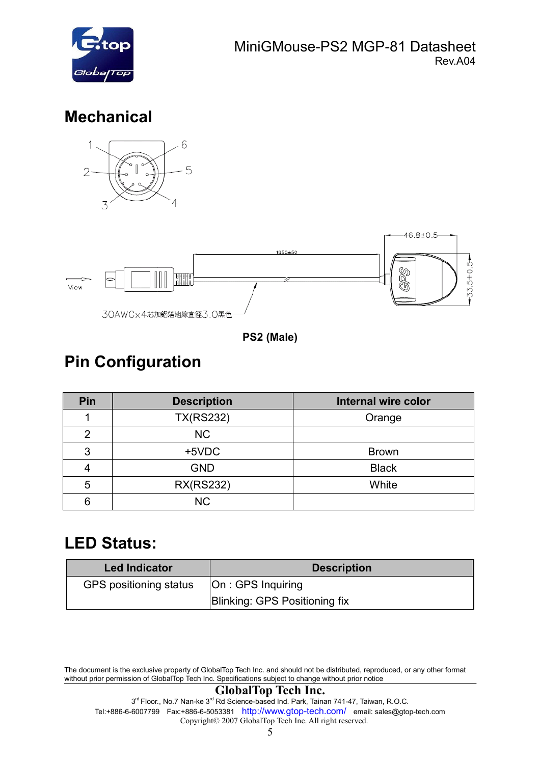## Mechanical

View

30AWGx4芯加鋁箔地線直徑3.0黑色

1950±50

46.8±0.5

33.5±0.5

GPS

**PS2 (Male)**

## Pin Configuration

| Pin | Description | Internal wire color |
|---|---|---|
| 1 | TX(RS232) | Orange |
| 2 | NC | |
| 3 | +5VDC | Brown |
| 4 | GND | Black |
| 5 | RX(RS232) | White |
| 6 | NC | |

## LED Status:

| Led Indicator | Description |
|---|---|
| GPS positioning status | On : GPS Inquiring<br>Blinking: GPS Positioning fix |

The document is the exclusive property of GlobalTop Tech Inc. and should not be distributed, reproduced, or any other format without prior permission of GlobalTop Tech Inc. Specifications subject to change without prior notice

**GlobalTop Tech Inc.**

3rd Floor., No.7 Nan-ke 3rd Rd Science-based Ind. Park, Tainan 741-47, Taiwan, R.O.C.

Tel:+886-6-6007799 Fax:+886-6-5053381 http://www.gtop-tech.com/ email: sales@gtop-tech.com

Copyright© 2007 GlobalTop Tech Inc. All right reserved.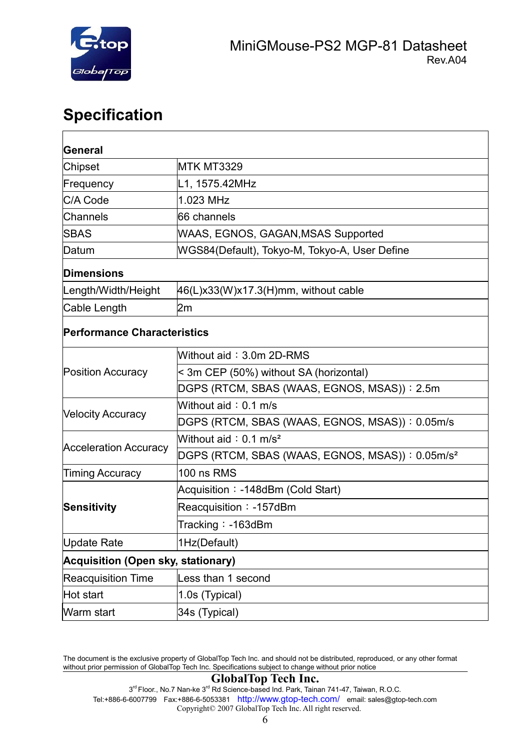## Specification

| | |
|---|---|
| **General** | |
| Chipset | MTK MT3329 |
| Frequency | L1, 1575.42MHz |
| C/A Code | 1.023 MHz |
| Channels | 66 channels |
| SBAS | WAAS, EGNOS, GAGAN,MSAS Supported |
| Datum | WGS84(Default), Tokyo-M, Tokyo-A, User Define |
| **Dimensions** | |
| Length/Width/Height | 46(L)x33(W)x17.3(H)mm, without cable |
| Cable Length | 2m |
| **Performance Characteristics** | |
| Position Accuracy | Without aid：3.0m 2D-RMS |
| | < 3m CEP (50%) without SA (horizontal) |
| | DGPS (RTCM, SBAS (WAAS, EGNOS, MSAS))：2.5m |
| Velocity Accuracy | Without aid：0.1 m/s |
| | DGPS (RTCM, SBAS (WAAS, EGNOS, MSAS))：0.05m/s |
| Acceleration Accuracy | Without aid：0.1 m/s² |
| | DGPS (RTCM, SBAS (WAAS, EGNOS, MSAS))：0.05m/s² |
| Timing Accuracy | 100 ns RMS |
| **Sensitivity** | Acquisition：-148dBm (Cold Start) |
| | Reacquisition：-157dBm |
| | Tracking：-163dBm |
| Update Rate | 1Hz(Default) |
| **Acquisition (Open sky, stationary)** | |
| Reacquisition Time | Less than 1 second |
| Hot start | 1.0s (Typical) |
| Warm start | 34s (Typical) |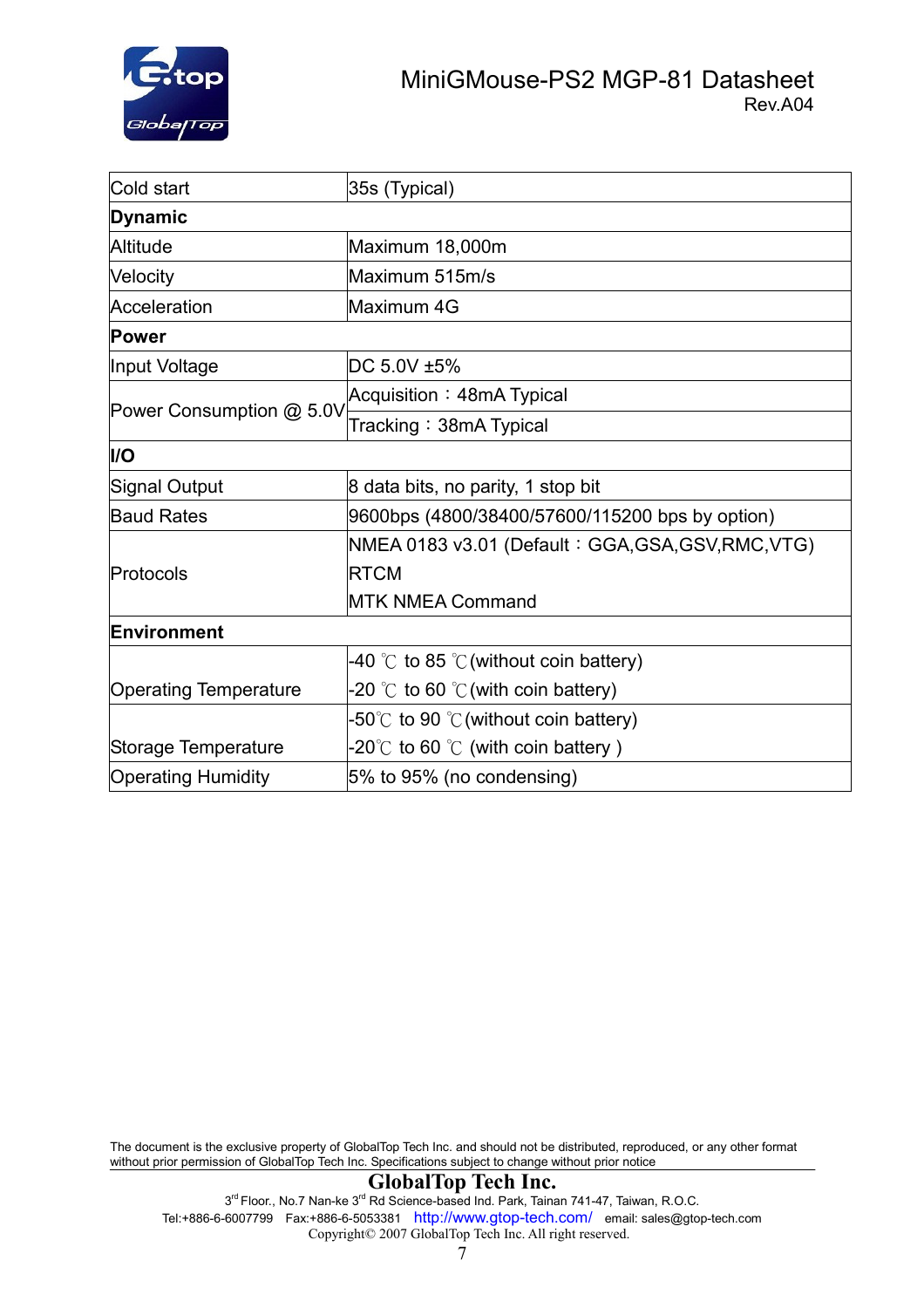| Cold start | 35s (Typical) |
|---|---|
| **Dynamic** | |
| Altitude | Maximum 18,000m |
| Velocity | Maximum 515m/s |
| Acceleration | Maximum 4G |
| **Power** | |
| Input Voltage | DC 5.0V ±5% |
| Power Consumption @ 5.0V | Acquisition：48mA Typical |
| | Tracking：38mA Typical |
| **I/O** | |
| Signal Output | 8 data bits, no parity, 1 stop bit |
| Baud Rates | 9600bps (4800/38400/57600/115200 bps by option) |
| Protocols | NMEA 0183 v3.01 (Default：GGA,GSA,GSV,RMC,VTG)<br>RTCM<br>MTK NMEA Command |
| **Environment** | |
| Operating Temperature | -40 ℃ to 85 ℃(without coin battery)<br>-20 ℃ to 60 ℃(with coin battery) |
| Storage Temperature | -50℃ to 90 ℃(without coin battery)<br>-20℃ to 60 ℃ (with coin battery ) |
| Operating Humidity | 5% to 95% (no condensing) |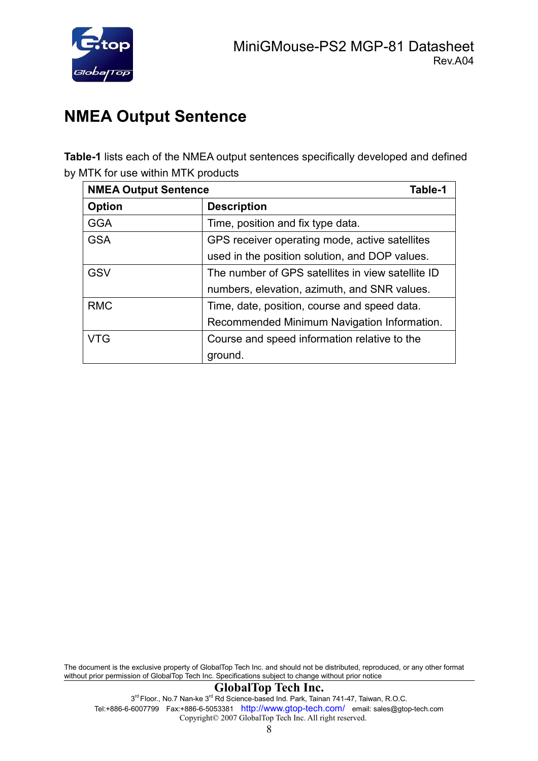# NMEA Output Sentence

**Table-1** lists each of the NMEA output sentences specifically developed and defined by MTK for use within MTK products

| NMEA Output Sentence | Table-1 |
|---|---|
| **Option** | **Description** |
| GGA | Time, position and fix type data. |
| GSA | GPS receiver operating mode, active satellites used in the position solution, and DOP values. |
| GSV | The number of GPS satellites in view satellite ID numbers, elevation, azimuth, and SNR values. |
| RMC | Time, date, position, course and speed data. Recommended Minimum Navigation Information. |
| VTG | Course and speed information relative to the ground. |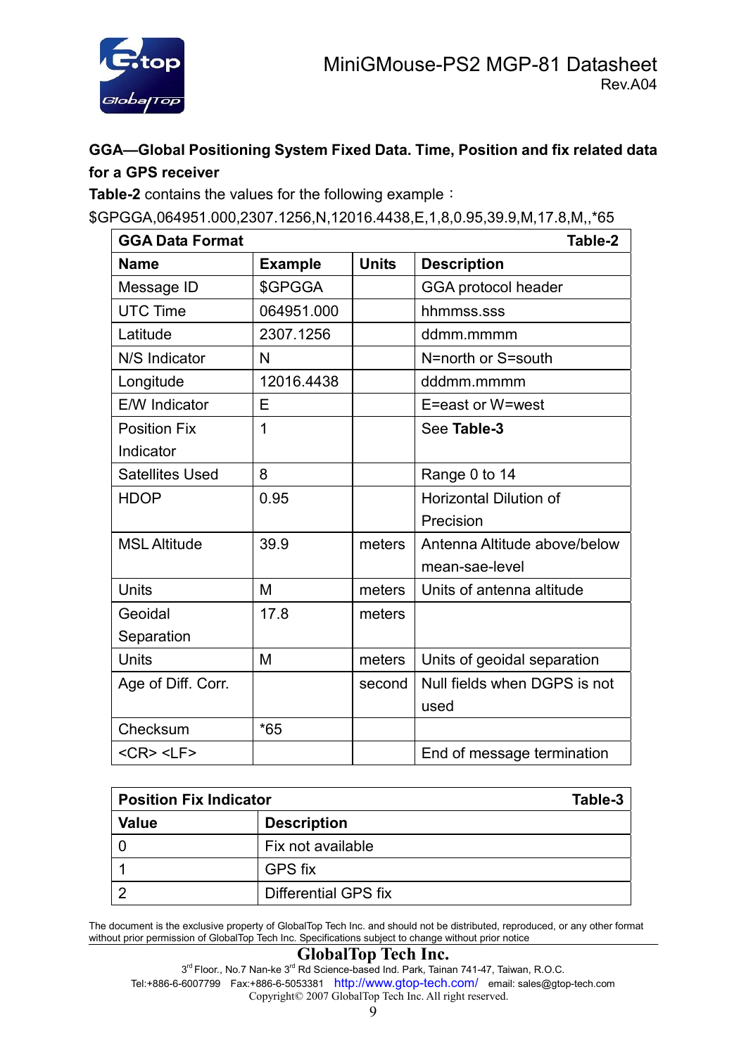**GGA—Global Positioning System Fixed Data. Time, Position and fix related data for a GPS receiver**

**Table-2** contains the values for the following example：

$GPGGA,064951.000,2307.1256,N,12016.4438,E,1,8,0.95,39.9,M,17.8,M,,*65

| GGA Data Format | | | Table-2 |
|---|---|---|---|
| **Name** | **Example** | **Units** | **Description** |
| Message ID | $GPGGA | | GGA protocol header |
| UTC Time | 064951.000 | | hhmmss.sss |
| Latitude | 2307.1256 | | ddmm.mmmm |
| N/S Indicator | N | | N=north or S=south |
| Longitude | 12016.4438 | | dddmm.mmmm |
| E/W Indicator | E | | E=east or W=west |
| Position Fix Indicator | 1 | | See **Table-3** |
| Satellites Used | 8 | | Range 0 to 14 |
| HDOP | 0.95 | | Horizontal Dilution of Precision |
| MSL Altitude | 39.9 | meters | Antenna Altitude above/below mean-sae-level |
| Units | M | meters | Units of antenna altitude |
| Geoidal Separation | 17.8 | meters | |
| Units | M | meters | Units of geoidal separation |
| Age of Diff. Corr. | | second | Null fields when DGPS is not used |
| Checksum | *65 | | |
| <CR> <LF> | | | End of message termination |

| Position Fix Indicator | Table-3 |
|---|---|
| **Value** | **Description** |
| 0 | Fix not available |
| 1 | GPS fix |
| 2 | Differential GPS fix |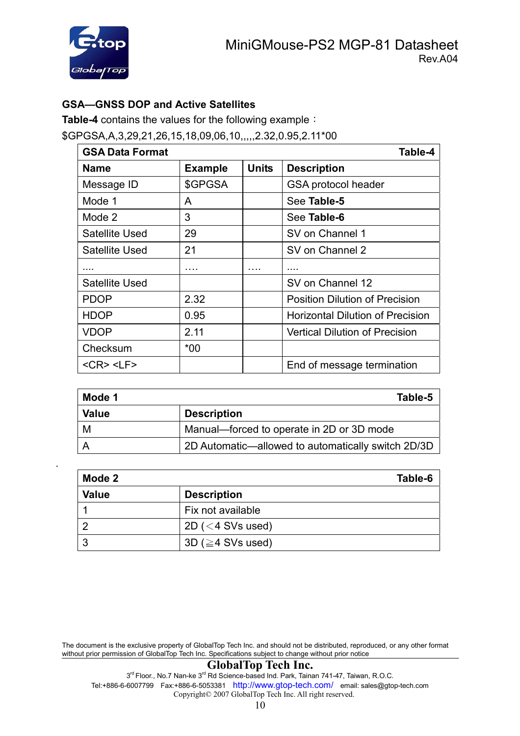**GSA—GNSS DOP and Active Satellites**

**Table-4** contains the values for the following example：

$GPGSA,A,3,29,21,26,15,18,09,06,10,,,,,2.32,0.95,2.11*00

| GSA Data Format | | | Table-4 |
|---|---|---|---|
| **Name** | **Example** | **Units** | **Description** |
| Message ID | $GPGSA | | GSA protocol header |
| Mode 1 | A | | See **Table-5** |
| Mode 2 | 3 | | See **Table-6** |
| Satellite Used | 29 | | SV on Channel 1 |
| Satellite Used | 21 | | SV on Channel 2 |
| .... | …. | …. | .... |
| Satellite Used | | | SV on Channel 12 |
| PDOP | 2.32 | | Position Dilution of Precision |
| HDOP | 0.95 | | Horizontal Dilution of Precision |
| VDOP | 2.11 | | Vertical Dilution of Precision |
| Checksum | *00 | | |
| <CR> <LF> | | | End of message termination |

| Mode 1 | Table-5 |
|---|---|
| **Value** | **Description** |
| M | Manual—forced to operate in 2D or 3D mode |
| A | 2D Automatic—allowed to automatically switch 2D/3D |

| Mode 2 | Table-6 |
|---|---|
| **Value** | **Description** |
| 1 | Fix not available |
| 2 | 2D (＜4 SVs used) |
| 3 | 3D (≧4 SVs used) |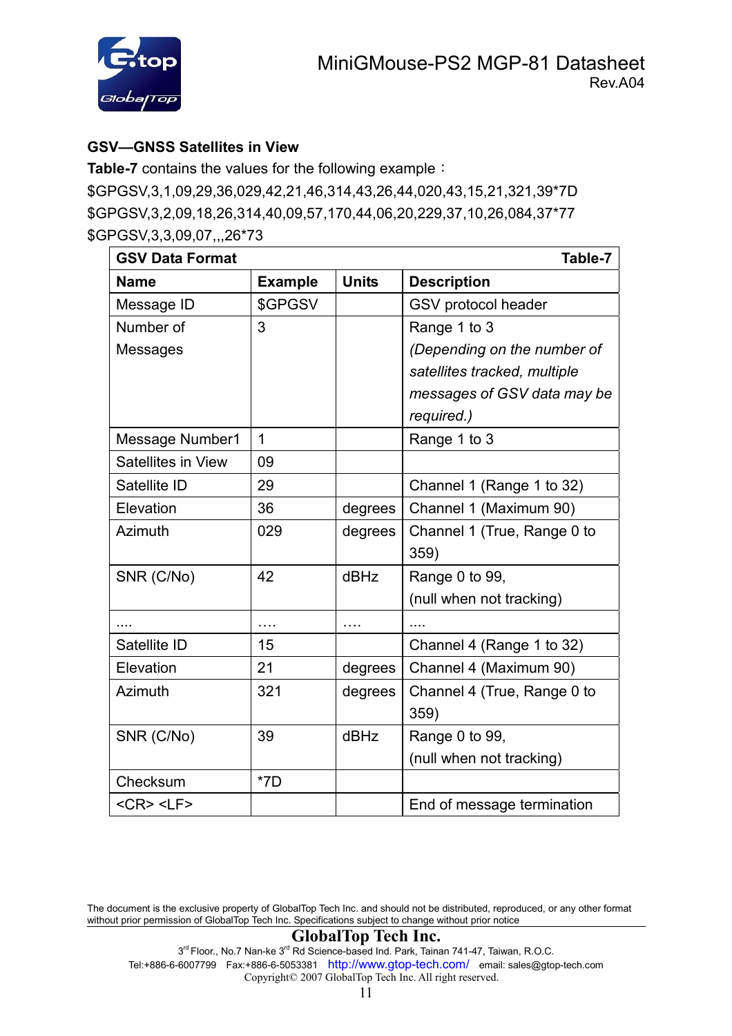**GSV—GNSS Satellites in View**

**Table-7** contains the values for the following example：

$GPGSV,3,1,09,29,36,029,42,21,46,314,43,26,44,020,43,15,21,321,39*7D
$GPGSV,3,2,09,18,26,314,40,09,57,170,44,06,20,229,37,10,26,084,37*77
$GPGSV,3,3,09,07,,,26*73

| **GSV Data Format** | | | **Table-7** |
|---|---|---|---|
| **Name** | **Example** | **Units** | **Description** |
| Message ID | $GPGSV | | GSV protocol header |
| Number of Messages | 3 | | Range 1 to 3 *(Depending on the number of satellites tracked, multiple messages of GSV data may be required.)* |
| Message Number1 | 1 | | Range 1 to 3 |
| Satellites in View | 09 | | |
| Satellite ID | 29 | | Channel 1 (Range 1 to 32) |
| Elevation | 36 | degrees | Channel 1 (Maximum 90) |
| Azimuth | 029 | degrees | Channel 1 (True, Range 0 to 359) |
| SNR (C/No) | 42 | dBHz | Range 0 to 99, (null when not tracking) |
| .... | …. | …. | .... |
| Satellite ID | 15 | | Channel 4 (Range 1 to 32) |
| Elevation | 21 | degrees | Channel 4 (Maximum 90) |
| Azimuth | 321 | degrees | Channel 4 (True, Range 0 to 359) |
| SNR (C/No) | 39 | dBHz | Range 0 to 99, (null when not tracking) |
| Checksum | *7D | | |
| <CR> <LF> | | | End of message termination |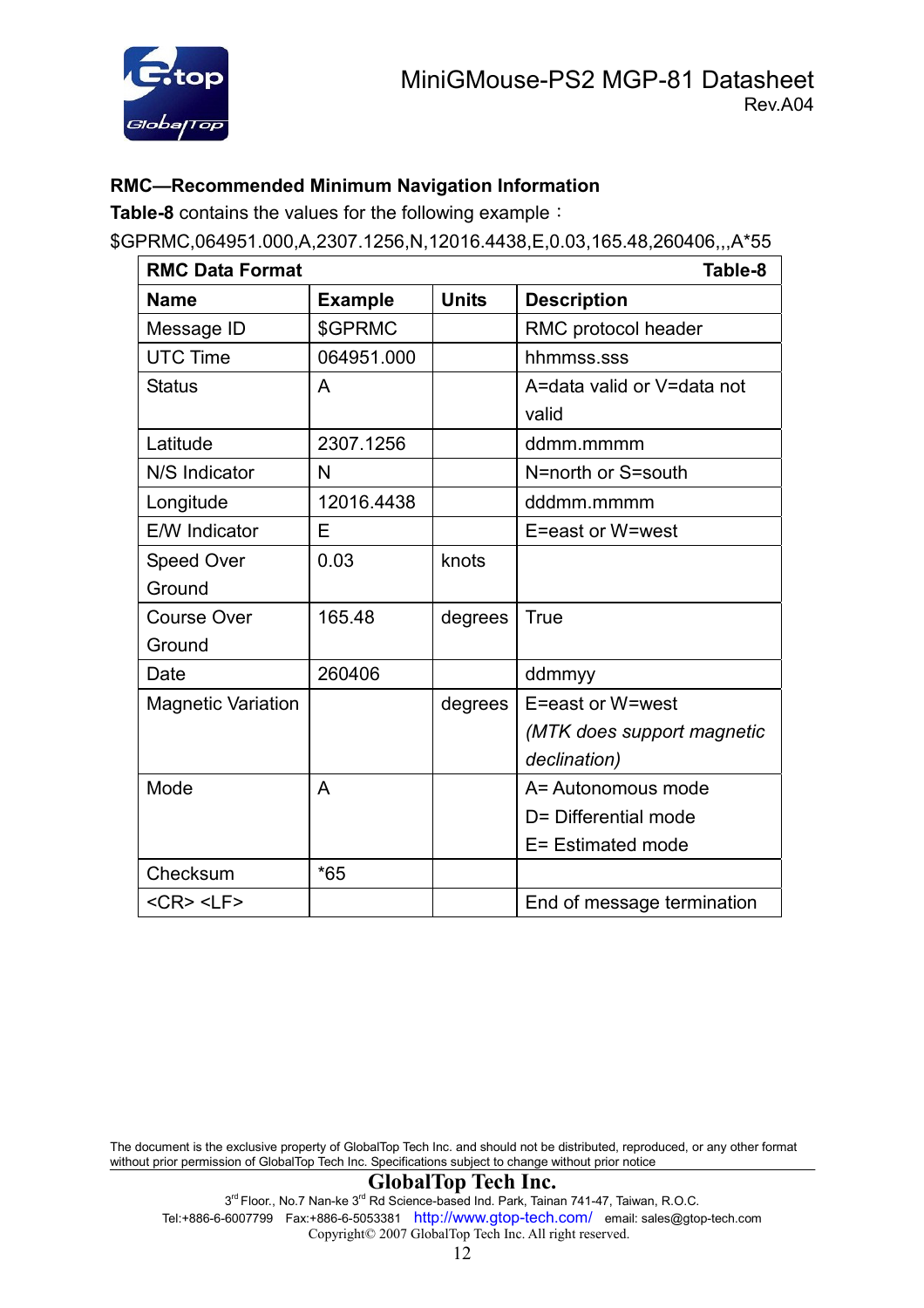### RMC—Recommended Minimum Navigation Information

**Table-8** contains the values for the following example：

$GPRMC,064951.000,A,2307.1256,N,12016.4438,E,0.03,165.48,260406,,,A*55

| RMC Data Format | | | Table-8 |
|---|---|---|---|
| **Name** | **Example** | **Units** | **Description** |
| Message ID | $GPRMC | | RMC protocol header |
| UTC Time | 064951.000 | | hhmmss.sss |
| Status | A | | A=data valid or V=data not valid |
| Latitude | 2307.1256 | | ddmm.mmmm |
| N/S Indicator | N | | N=north or S=south |
| Longitude | 12016.4438 | | dddmm.mmmm |
| E/W Indicator | E | | E=east or W=west |
| Speed Over Ground | 0.03 | knots | |
| Course Over Ground | 165.48 | degrees | True |
| Date | 260406 | | ddmmyy |
| Magnetic Variation | | degrees | E=east or W=west *(MTK does support magnetic declination)* |
| Mode | A | | A= Autonomous mode<br>D= Differential mode<br>E= Estimated mode |
| Checksum | *65 | | |
| <CR> <LF> | | | End of message termination |

The document is the exclusive property of GlobalTop Tech Inc. and should not be distributed, reproduced, or any other format without prior permission of GlobalTop Tech Inc. Specifications subject to change without prior notice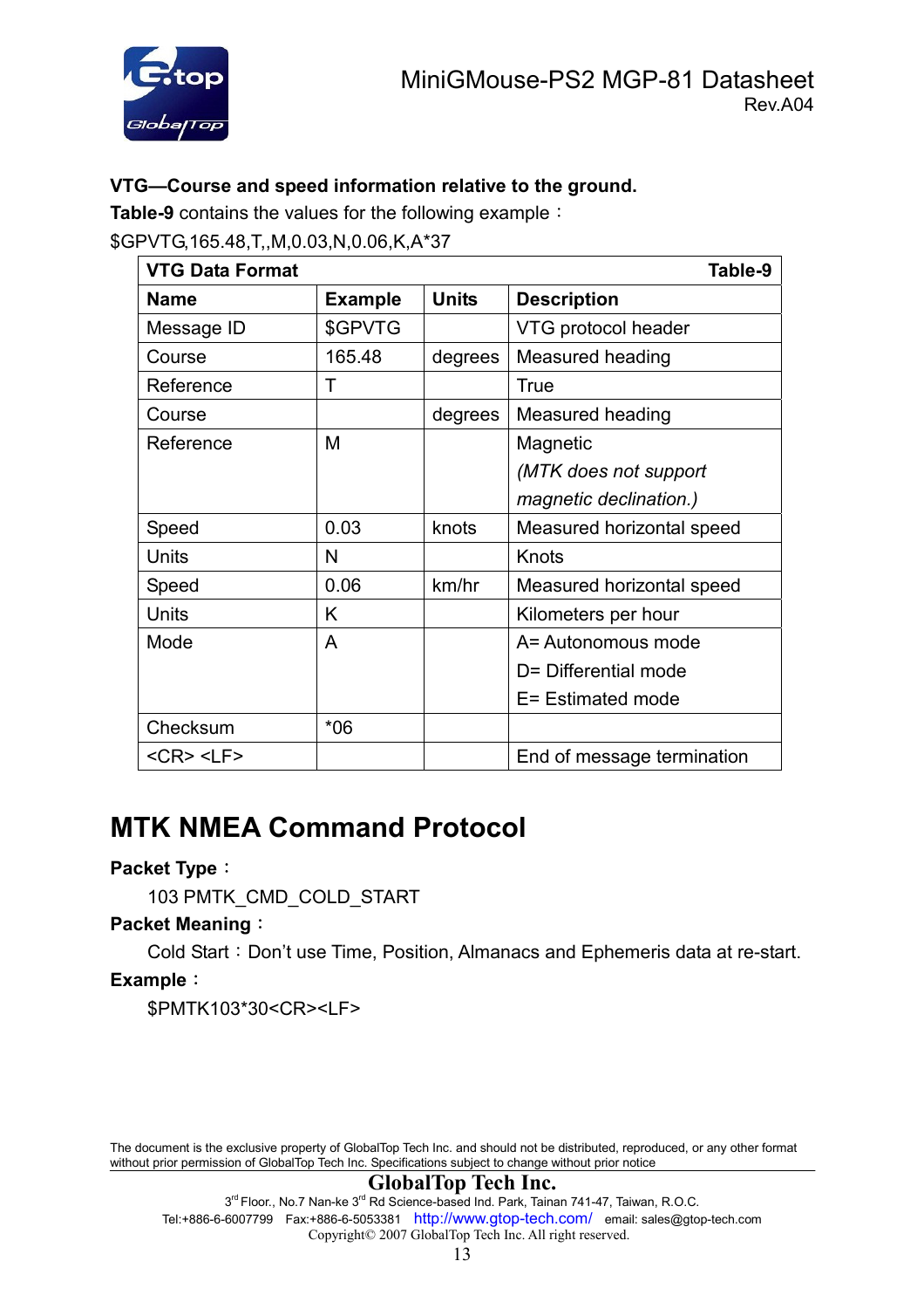**VTG—Course and speed information relative to the ground.**

**Table-9** contains the values for the following example：

$GPVTG,165.48,T,,M,0.03,N,0.06,K,A*37

| **VTG Data Format** | | | **Table-9** |
|---|---|---|---|
| **Name** | **Example** | **Units** | **Description** |
| Message ID | $GPVTG | | VTG protocol header |
| Course | 165.48 | degrees | Measured heading |
| Reference | T | | True |
| Course | | degrees | Measured heading |
| Reference | M | | Magnetic *(MTK does not support magnetic declination.)* |
| Speed | 0.03 | knots | Measured horizontal speed |
| Units | N | | Knots |
| Speed | 0.06 | km/hr | Measured horizontal speed |
| Units | K | | Kilometers per hour |
| Mode | A | | A= Autonomous mode<br>D= Differential mode<br>E= Estimated mode |
| Checksum | *06 | | |
| <CR> <LF> | | | End of message termination |

# MTK NMEA Command Protocol

**Packet Type：**

103 PMTK_CMD_COLD_START

**Packet Meaning：**

Cold Start：Don't use Time, Position, Almanacs and Ephemeris data at re-start.

**Example：**

$PMTK103*30<CR><LF>

The document is the exclusive property of GlobalTop Tech Inc. and should not be distributed, reproduced, or any other format without prior permission of GlobalTop Tech Inc. Specifications subject to change without prior notice

**GlobalTop Tech Inc.**

3rd Floor., No.7 Nan-ke 3rd Rd Science-based Ind. Park, Tainan 741-47, Taiwan, R.O.C.

Tel:+886-6-6007799 Fax:+886-6-5053381 http://www.gtop-tech.com/ email: sales@gtop-tech.com

Copyright© 2007 GlobalTop Tech Inc. All right reserved.